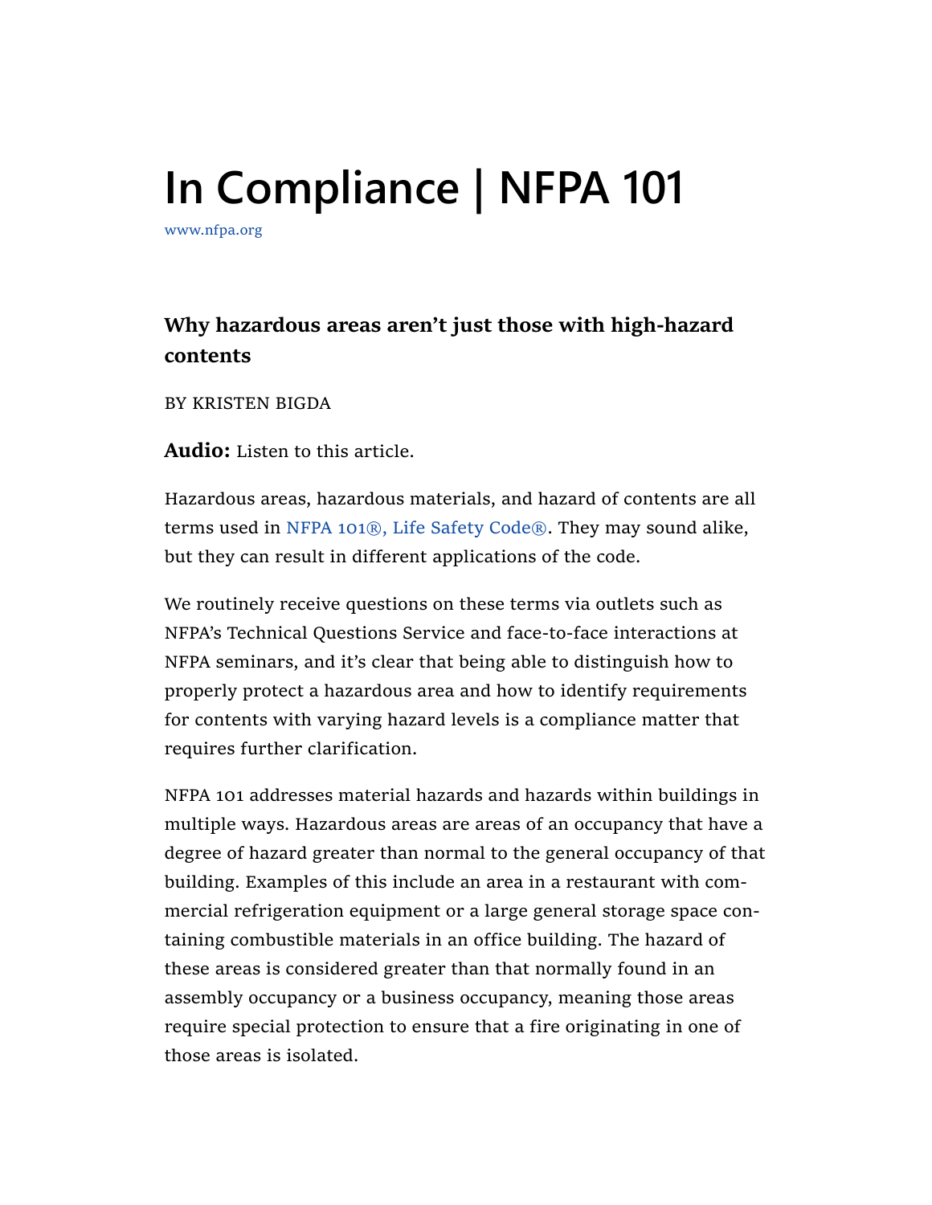# In Compliance | NFPA 101

www.nfpa.org

### Why hazardous areas aren't just those with high-hazard contents

BY KRISTEN BIGDA

**Audio:** Listen to this article.

Hazardous areas, hazardous materials, and hazard of contents are all terms used in NFPA 101®, Life Safety Code®. They may sound alike, but they can result in different applications of the code.

We routinely receive questions on these terms via outlets such as NFPA's Technical Questions Service and face-to-face interactions at NFPA seminars, and it's clear that being able to distinguish how to properly protect a hazardous area and how to identify requirements for contents with varying hazard levels is a compliance matter that requires further clarification.

NFPA 101 addresses material hazards and hazards within buildings in multiple ways. Hazardous areas are areas of an occupancy that have a degree of hazard greater than normal to the general occupancy of that building. Examples of this include an area in a restaurant with commercial refrigeration equipment or a large general storage space containing combustible materials in an office building. The hazard of these areas is considered greater than that normally found in an assembly occupancy or a business occupancy, meaning those areas require special protection to ensure that a fire originating in one of those areas is isolated.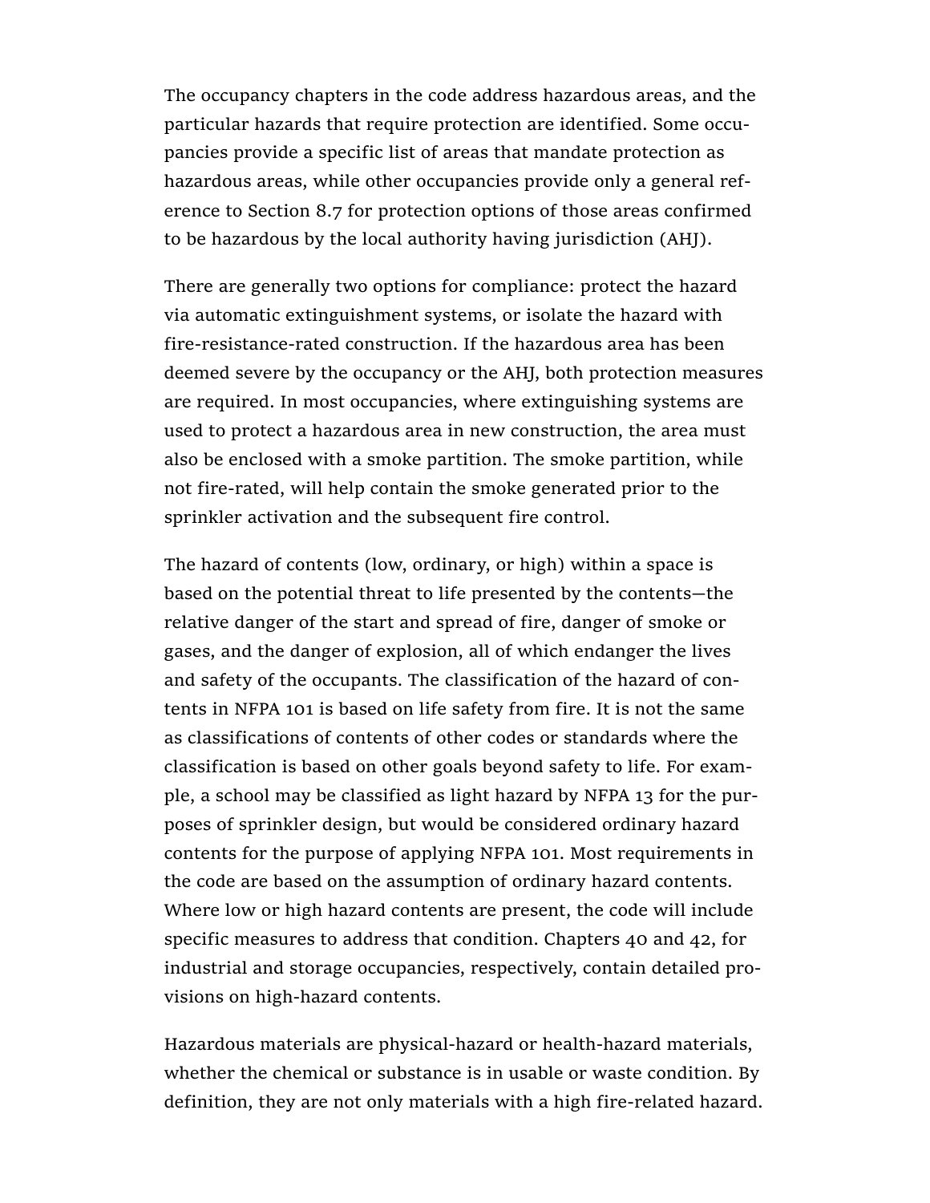The occupancy chapters in the code address hazardous areas, and the particular hazards that require protection are identified. Some occupancies provide a specific list of areas that mandate protection as hazardous areas, while other occupancies provide only a general reference to Section 8.7 for protection options of those areas confirmed to be hazardous by the local authority having jurisdiction (AHJ).

There are generally two options for compliance: protect the hazard via automatic extinguishment systems, or isolate the hazard with fire-resistance-rated construction. If the hazardous area has been deemed severe by the occupancy or the AHJ, both protection measures are required. In most occupancies, where extinguishing systems are used to protect a hazardous area in new construction, the area must also be enclosed with a smoke partition. The smoke partition, while not fire-rated, will help contain the smoke generated prior to the sprinkler activation and the subsequent fire control.

The hazard of contents (low, ordinary, or high) within a space is based on the potential threat to life presented by the contents—the relative danger of the start and spread of fire, danger of smoke or gases, and the danger of explosion, all of which endanger the lives and safety of the occupants. The classification of the hazard of contents in NFPA 101 is based on life safety from fire. It is not the same as classifications of contents of other codes or standards where the classification is based on other goals beyond safety to life. For example, a school may be classified as light hazard by NFPA 13 for the purposes of sprinkler design, but would be considered ordinary hazard contents for the purpose of applying NFPA 101. Most requirements in the code are based on the assumption of ordinary hazard contents. Where low or high hazard contents are present, the code will include specific measures to address that condition. Chapters 40 and 42, for industrial and storage occupancies, respectively, contain detailed provisions on high-hazard contents.

Hazardous materials are physical-hazard or health-hazard materials, whether the chemical or substance is in usable or waste condition. By definition, they are not only materials with a high fire-related hazard.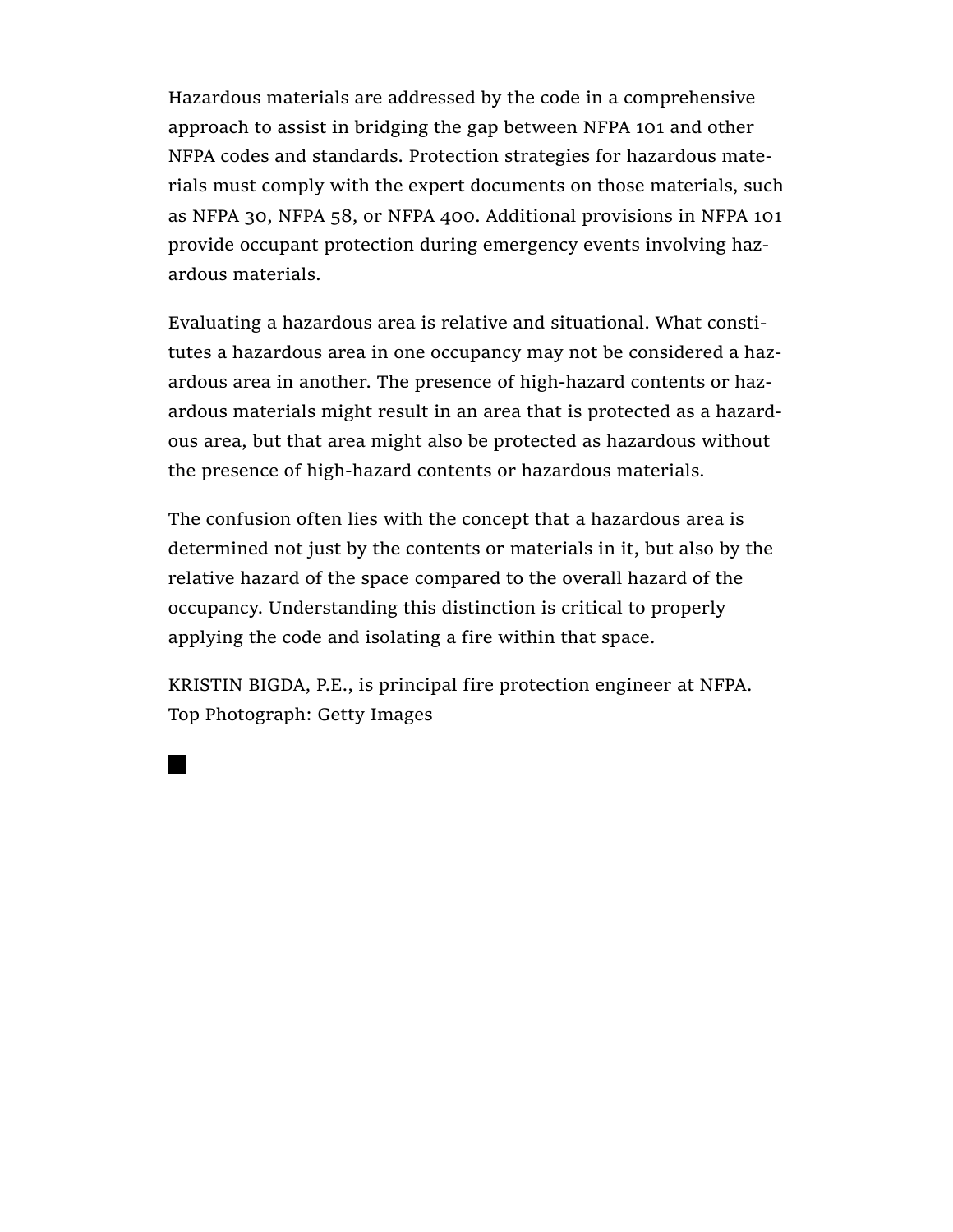Hazardous materials are addressed by the code in a comprehensive approach to assist in bridging the gap between NFPA 101 and other NFPA codes and standards. Protection strategies for hazardous materials must comply with the expert documents on those materials, such as NFPA 30, NFPA 58, or NFPA 400. Additional provisions in NFPA 101 provide occupant protection during emergency events involving hazardous materials.

Evaluating a hazardous area is relative and situational. What constitutes a hazardous area in one occupancy may not be considered a hazardous area in another. The presence of high-hazard contents or hazardous materials might result in an area that is protected as a hazardous area, but that area might also be protected as hazardous without the presence of high-hazard contents or hazardous materials.

The confusion often lies with the concept that a hazardous area is determined not just by the contents or materials in it, but also by the relative hazard of the space compared to the overall hazard of the occupancy. Understanding this distinction is critical to properly applying the code and isolating a fire within that space.

KRISTIN BIGDA, P.E., is principal fire protection engineer at NFPA.
Top Photograph: Getty Images

■